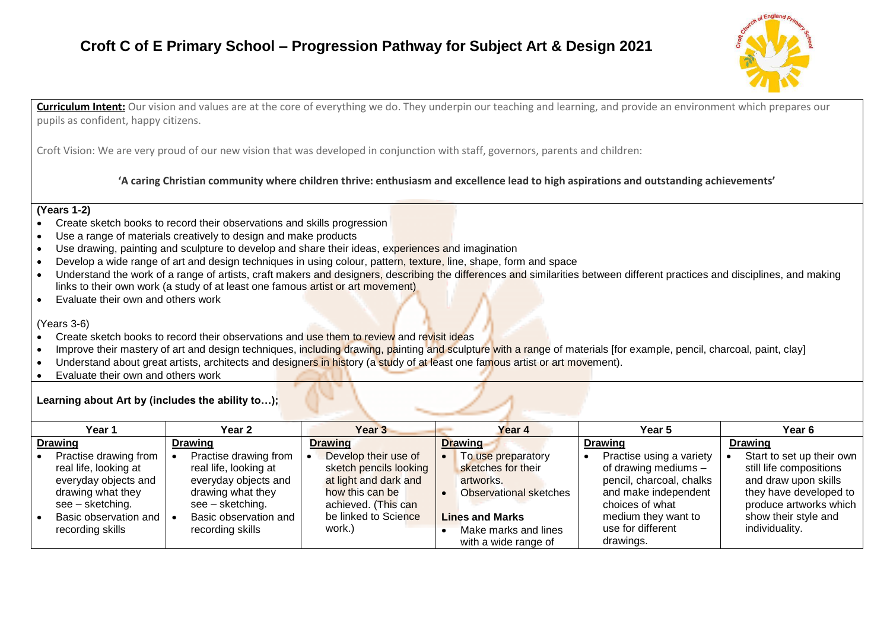# Croft C of E Primary School – Progression Pathway for Subject Art & Design 2021

**Curriculum Intent:** Our vision and values are at the core of everything we do. They underpin our teaching and learning, and provide an environment which prepares our pupils as confident, happy citizens.

Croft Vision: We are very proud of our new vision that was developed in conjunction with staff, governors, parents and children:

**'A caring Christian community where children thrive: enthusiasm and excellence lead to high aspirations and outstanding achievements'**

**(Years 1-2)**

- Create sketch books to record their observations and skills progression
- Use a range of materials creatively to design and make products
- Use drawing, painting and sculpture to develop and share their ideas, experiences and imagination
- Develop a wide range of art and design techniques in using colour, pattern, texture, line, shape, form and space
- Understand the work of a range of artists, craft makers and designers, describing the differences and similarities between different practices and disciplines, and making links to their own work (a study of at least one famous artist or art movement)
- Evaluate their own and others work

(Years 3-6)

- Create sketch books to record their observations and use them to review and revisit ideas
- Improve their mastery of art and design techniques, including drawing, painting and sculpture with a range of materials [for example, pencil, charcoal, paint, clay]
- Understand about great artists, architects and designers in history (a study of at least one famous artist or art movement).
- Evaluate their own and others work

**Learning about Art by (includes the ability to…);**

| Year 1 | Year 2 | Year 3 | Year 4 | Year 5 | Year 6 |
|---|---|---|---|---|---|
| **Drawing**<br>• Practise drawing from real life, looking at everyday objects and drawing what they see – sketching.<br>• Basic observation and recording skills | **Drawing**<br>• Practise drawing from real life, looking at everyday objects and drawing what they see – sketching.<br>• Basic observation and recording skills | **Drawing**<br>• Develop their use of sketch pencils looking at light and dark and how this can be achieved. (This can be linked to Science work.) | **Drawing**<br>• To use preparatory sketches for their artworks.<br>• Observational sketches<br><br>**Lines and Marks**<br>• Make marks and lines with a wide range of | **Drawing**<br>• Practise using a variety of drawing mediums – pencil, charcoal, chalks and make independent choices of what medium they want to use for different drawings. | **Drawing**<br>• Start to set up their own still life compositions and draw upon skills they have developed to produce artworks which show their style and individuality. |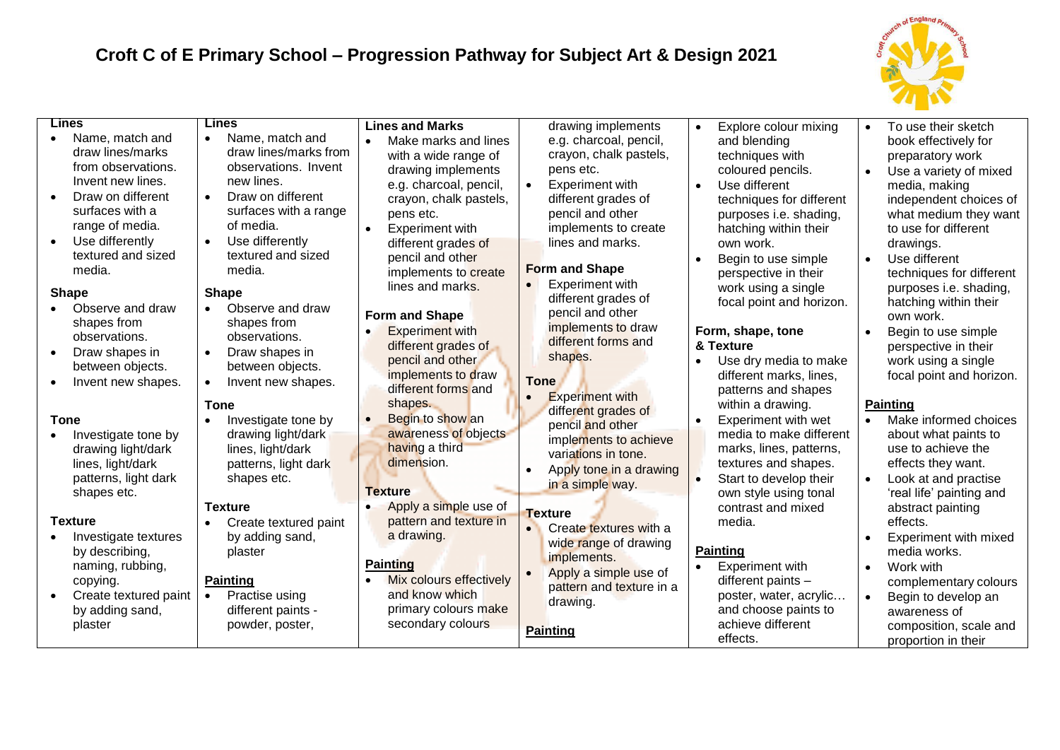# Croft C of E Primary School – Progression Pathway for Subject Art & Design 2021

| | | | | | |
|---|---|---|---|---|---|
| **Lines**<br>• Name, match and draw lines/marks from observations. Invent new lines.<br>• Draw on different surfaces with a range of media.<br>• Use differently textured and sized media.<br><br>**Shape**<br>• Observe and draw shapes from observations.<br>• Draw shapes in between objects.<br>• Invent new shapes.<br><br>**Tone**<br>• Investigate tone by drawing light/dark lines, light/dark patterns, light dark shapes etc.<br><br>**Texture**<br>• Investigate textures by describing, naming, rubbing, copying.<br>• Create textured paint by adding sand, plaster | **Lines**<br>• Name, match and draw lines/marks from observations. Invent new lines.<br>• Draw on different surfaces with a range of media.<br>• Use differently textured and sized media.<br><br>**Shape**<br>• Observe and draw shapes from observations.<br>• Draw shapes in between objects.<br>• Invent new shapes.<br><br>**Tone**<br>• Investigate tone by drawing light/dark lines, light/dark patterns, light dark shapes etc.<br><br>**Texture**<br>• Create textured paint by adding sand, plaster<br><br>**Painting**<br>• Practise using different paints - powder, poster, | **Lines and Marks**<br>• Make marks and lines with a wide range of drawing implements e.g. charcoal, pencil, crayon, chalk pastels, pens etc.<br>• Experiment with different grades of pencil and other implements to create lines and marks.<br><br>**Form and Shape**<br>• Experiment with different grades of pencil and other implements to draw different forms and shapes.<br>• Begin to show an awareness of objects having a third dimension.<br><br>**Texture**<br>• Apply a simple use of pattern and texture in a drawing.<br><br>**Painting**<br>• Mix colours effectively and know which primary colours make secondary colours | drawing implements e.g. charcoal, pencil, crayon, chalk pastels, pens etc.<br>• Experiment with different grades of pencil and other implements to create lines and marks.<br><br>**Form and Shape**<br>• Experiment with different grades of pencil and other implements to draw different forms and shapes.<br><br>**Tone**<br>• Experiment with different grades of pencil and other implements to achieve variations in tone.<br>• Apply tone in a drawing in a simple way.<br><br>**Texture**<br>• Create textures with a wide range of drawing implements.<br>• Apply a simple use of pattern and texture in a drawing.<br><br>**Painting** | • Explore colour mixing and blending techniques with coloured pencils.<br>• Use different techniques for different purposes i.e. shading, hatching within their own work.<br>• Begin to use simple perspective in their work using a single focal point and horizon.<br><br>**Form, shape, tone & Texture**<br>• Use dry media to make different marks, lines, patterns and shapes within a drawing.<br>• Experiment with wet media to make different marks, lines, patterns, textures and shapes.<br>• Start to develop their own style using tonal contrast and mixed media.<br><br>**Painting**<br>• Experiment with different paints – poster, water, acrylic… and choose paints to achieve different effects. | • To use their sketch book effectively for preparatory work<br>• Use a variety of mixed media, making independent choices of what medium they want to use for different drawings.<br>• Use different techniques for different purposes i.e. shading, hatching within their own work.<br>• Begin to use simple perspective in their work using a single focal point and horizon.<br><br>**Painting**<br>• Make informed choices about what paints to use to achieve the effects they want.<br>• Look at and practise 'real life' painting and abstract painting effects.<br>• Experiment with mixed media works.<br>• Work with complementary colours<br>• Begin to develop an awareness of composition, scale and proportion in their |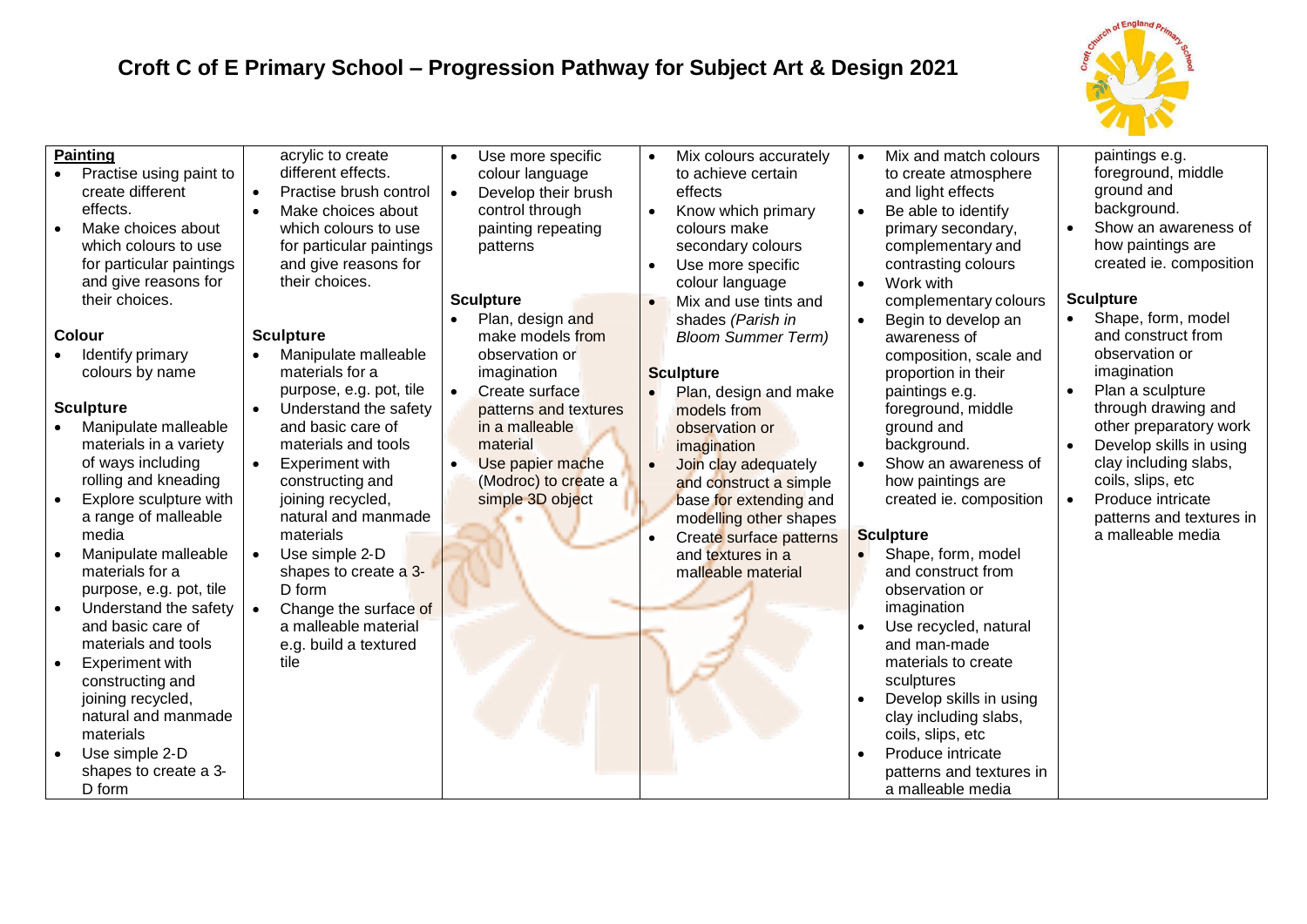# Croft C of E Primary School – Progression Pathway for Subject Art & Design 2021

| | | | | | |
|---|---|---|---|---|---|
| **Painting**<br>• Practise using paint to create different effects.<br>• Make choices about which colours to use for particular paintings and give reasons for their choices.<br><br>**Colour**<br>• Identify primary colours by name<br><br>**Sculpture**<br>• Manipulate malleable materials in a variety of ways including rolling and kneading<br>• Explore sculpture with a range of malleable media<br>• Manipulate malleable materials for a purpose, e.g. pot, tile<br>• Understand the safety and basic care of materials and tools<br>• Experiment with constructing and joining recycled, natural and manmade materials<br>• Use simple 2-D shapes to create a 3-D form | acrylic to create different effects.<br>• Practise brush control<br>• Make choices about which colours to use for particular paintings and give reasons for their choices.<br><br>**Sculpture**<br>• Manipulate malleable materials for a purpose, e.g. pot, tile<br>• Understand the safety and basic care of materials and tools<br>• Experiment with constructing and joining recycled, natural and manmade materials<br>• Use simple 2-D shapes to create a 3-D form<br>• Change the surface of a malleable material e.g. build a textured tile | • Use more specific colour language<br>• Develop their brush control through painting repeating patterns<br><br>**Sculpture**<br>• Plan, design and make models from observation or imagination<br>• Create surface patterns and textures in a malleable material<br>• Use papier mache (Modroc) to create a simple 3D object | • Mix colours accurately to achieve certain effects<br>• Know which primary colours make secondary colours<br>• Use more specific colour language<br>• Mix and use tints and shades *(Parish in Bloom Summer Term)*<br><br>**Sculpture**<br>• Plan, design and make models from observation or imagination<br>• Join clay adequately and construct a simple base for extending and modelling other shapes<br>• Create surface patterns and textures in a malleable material | • Mix and match colours to create atmosphere and light effects<br>• Be able to identify primary secondary, complementary and contrasting colours<br>• Work with complementary colours<br>• Begin to develop an awareness of composition, scale and proportion in their paintings e.g. foreground, middle ground and background.<br>• Show an awareness of how paintings are created ie. composition<br><br>**Sculpture**<br>• Shape, form, model and construct from observation or imagination<br>• Use recycled, natural and man-made materials to create sculptures<br>• Develop skills in using clay including slabs, coils, slips, etc<br>• Produce intricate patterns and textures in a malleable media | paintings e.g. foreground, middle ground and background.<br>• Show an awareness of how paintings are created ie. composition<br><br>**Sculpture**<br>• Shape, form, model and construct from observation or imagination<br>• Plan a sculpture through drawing and other preparatory work<br>• Develop skills in using clay including slabs, coils, slips, etc<br>• Produce intricate patterns and textures in a malleable media |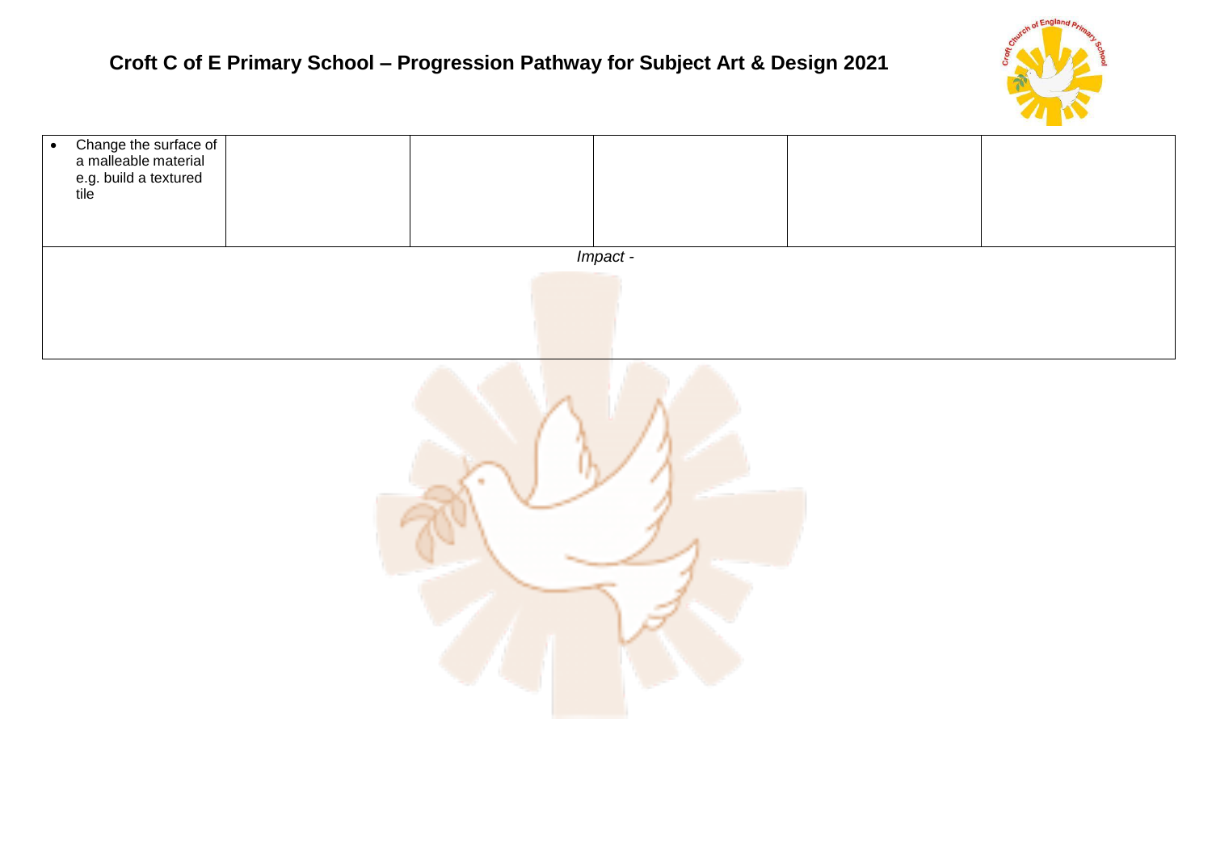| | | | | | |
|---|---|---|---|---|---|
| • Change the surface of a malleable material e.g. build a textured tile | | | | | |
| *Impact -* | | | | | |